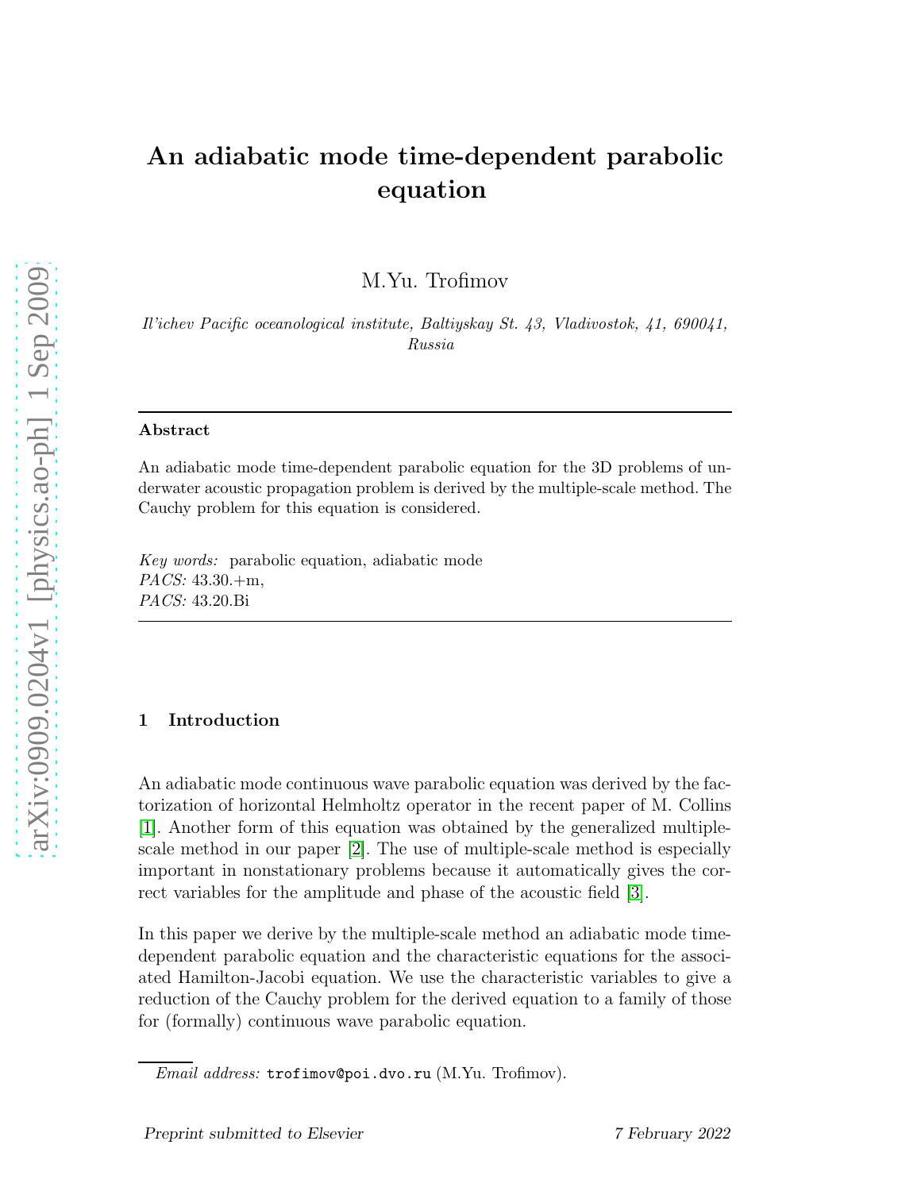# An adiabatic mode time-dependent parabolic equation

M.Yu. Trofimov

*Il'ichev Pacific oceanological institute, Baltiyskay St. 43, Vladivostok, 41, 690041, Russia*

---

**Abstract**

An adiabatic mode time-dependent parabolic equation for the 3D problems of underwater acoustic propagation problem is derived by the multiple-scale method. The Cauchy problem for this equation is considered.

*Key words:* parabolic equation, adiabatic mode
*PACS:* 43.30.+m,
*PACS:* 43.20.Bi

---

## 1 Introduction

An adiabatic mode continuous wave parabolic equation was derived by the factorization of horizontal Helmholtz operator in the recent paper of M. Collins [1]. Another form of this equation was obtained by the generalized multiple-scale method in our paper [2]. The use of multiple-scale method is especially important in nonstationary problems because it automatically gives the correct variables for the amplitude and phase of the acoustic field [3].

In this paper we derive by the multiple-scale method an adiabatic mode time-dependent parabolic equation and the characteristic equations for the associated Hamilton-Jacobi equation. We use the characteristic variables to give a reduction of the Cauchy problem for the derived equation to a family of those for (formally) continuous wave parabolic equation.

*Email address:* trofimov@poi.dvo.ru (M.Yu. Trofimov).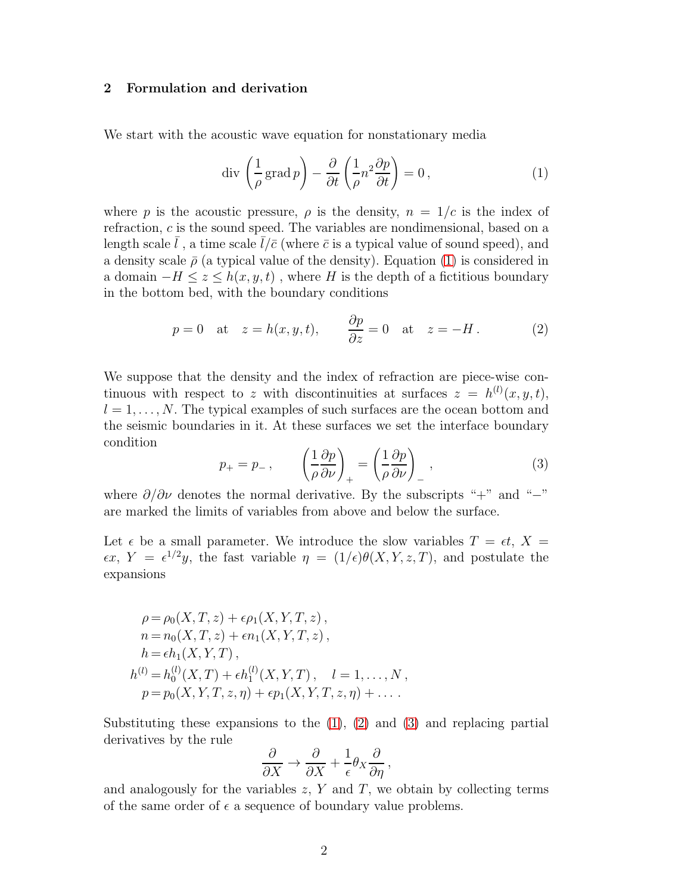## 2 Formulation and derivation

We start with the acoustic wave equation for nonstationary media

$$\operatorname{div}\left(\frac{1}{\rho}\operatorname{grad} p\right) - \frac{\partial}{\partial t}\left(\frac{1}{\rho}n^2\frac{\partial p}{\partial t}\right) = 0\,, \tag{1}$$

where $p$ is the acoustic pressure, $\rho$ is the density, $n = 1/c$ is the index of refraction, $c$ is the sound speed. The variables are nondimensional, based on a length scale $\bar{l}$ , a time scale $\bar{l}/\bar{c}$ (where $\bar{c}$ is a typical value of sound speed), and a density scale $\bar{\rho}$ (a typical value of the density). Equation (1) is considered in a domain $-H \leq z \leq h(x, y, t)$ , where $H$ is the depth of a fictitious boundary in the bottom bed, with the boundary conditions

$$p = 0 \quad \text{at} \quad z = h(x, y, t), \qquad \frac{\partial p}{\partial z} = 0 \quad \text{at} \quad z = -H\,. \tag{2}$$

We suppose that the density and the index of refraction are piece-wise continuous with respect to $z$ with discontinuities at surfaces $z = h^{(l)}(x, y, t)$, $l = 1, \ldots, N$. The typical examples of such surfaces are the ocean bottom and the seismic boundaries in it. At these surfaces we set the interface boundary condition

$$p_+ = p_-\,, \qquad \left(\frac{1}{\rho}\frac{\partial p}{\partial \nu}\right)_+ = \left(\frac{1}{\rho}\frac{\partial p}{\partial \nu}\right)_-\,, \tag{3}$$

where $\partial/\partial\nu$ denotes the normal derivative. By the subscripts "+" and "−" are marked the limits of variables from above and below the surface.

Let $\epsilon$ be a small parameter. We introduce the slow variables $T = \epsilon t$, $X = \epsilon x$, $Y = \epsilon^{1/2} y$, the fast variable $\eta = (1/\epsilon)\theta(X, Y, z, T)$, and postulate the expansions

$$
\begin{aligned}
\rho &= \rho_0(X, T, z) + \epsilon\rho_1(X, Y, T, z)\,,\\
n &= n_0(X, T, z) + \epsilon n_1(X, Y, T, z)\,,\\
h &= \epsilon h_1(X, Y, T)\,,\\
h^{(l)} &= h_0^{(l)}(X, T) + \epsilon h_1^{(l)}(X, Y, T)\,, \quad l = 1, \ldots, N\,,\\
p &= p_0(X, Y, T, z, \eta) + \epsilon p_1(X, Y, T, z, \eta) + \ldots\,.
\end{aligned}
$$

Substituting these expansions to the (1), (2) and (3) and replacing partial derivatives by the rule

$$\frac{\partial}{\partial X} \to \frac{\partial}{\partial X} + \frac{1}{\epsilon}\theta_X\frac{\partial}{\partial \eta}\,,$$

and analogously for the variables $z$, $Y$ and $T$, we obtain by collecting terms of the same order of $\epsilon$ a sequence of boundary value problems.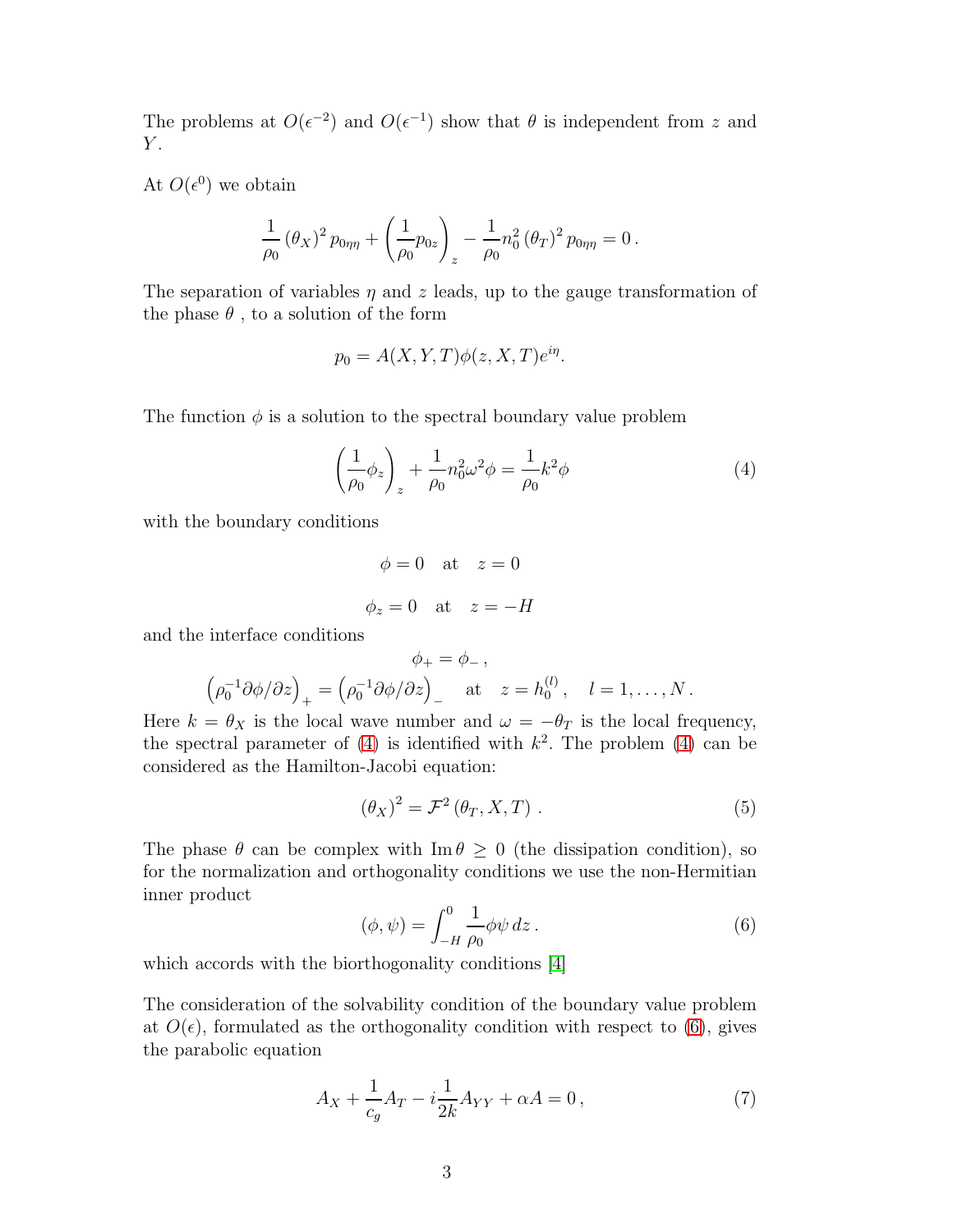The problems at $O(\epsilon^{-2})$ and $O(\epsilon^{-1})$ show that $\theta$ is independent from $z$ and $Y$.

At $O(\epsilon^0)$ we obtain

$$\frac{1}{\rho_0}\left(\theta_X\right)^2 p_{0\eta\eta} + \left(\frac{1}{\rho_0}p_{0z}\right)_z - \frac{1}{\rho_0}n_0^2\left(\theta_T\right)^2 p_{0\eta\eta} = 0\,.$$

The separation of variables $\eta$ and $z$ leads, up to the gauge transformation of the phase $\theta$ , to a solution of the form

$$p_0 = A(X,Y,T)\phi(z,X,T)e^{i\eta}.$$

The function $\phi$ is a solution to the spectral boundary value problem

$$\left(\frac{1}{\rho_0}\phi_z\right)_z + \frac{1}{\rho_0}n_0^2\omega^2\phi = \frac{1}{\rho_0}k^2\phi \tag{4}$$

with the boundary conditions

$$\phi = 0 \quad \text{at} \quad z = 0$$

$$\phi_z = 0 \quad \text{at} \quad z = -H$$

and the interface conditions

$$\phi_+ = \phi_-\,,$$

$$\left(\rho_0^{-1}\partial\phi/\partial z\right)_+ = \left(\rho_0^{-1}\partial\phi/\partial z\right)_- \quad \text{at} \quad z = h_0^{(l)}\,, \quad l = 1,\ldots,N\,.$$

Here $k = \theta_X$ is the local wave number and $\omega = -\theta_T$ is the local frequency, the spectral parameter of (4) is identified with $k^2$. The problem (4) can be considered as the Hamilton-Jacobi equation:

$$\left(\theta_X\right)^2 = \mathcal{F}^2\left(\theta_T, X, T\right)\,. \tag{5}$$

The phase $\theta$ can be complex with $\operatorname{Im}\theta \geq 0$ (the dissipation condition), so for the normalization and orthogonality conditions we use the non-Hermitian inner product

$$(\phi,\psi) = \int_{-H}^{0}\frac{1}{\rho_0}\phi\psi\,dz\,. \tag{6}$$

which accords with the biorthogonality conditions [4]

The consideration of the solvability condition of the boundary value problem at $O(\epsilon)$, formulated as the orthogonality condition with respect to (6), gives the parabolic equation

$$A_X + \frac{1}{c_g}A_T - i\frac{1}{2k}A_{YY} + \alpha A = 0\,, \tag{7}$$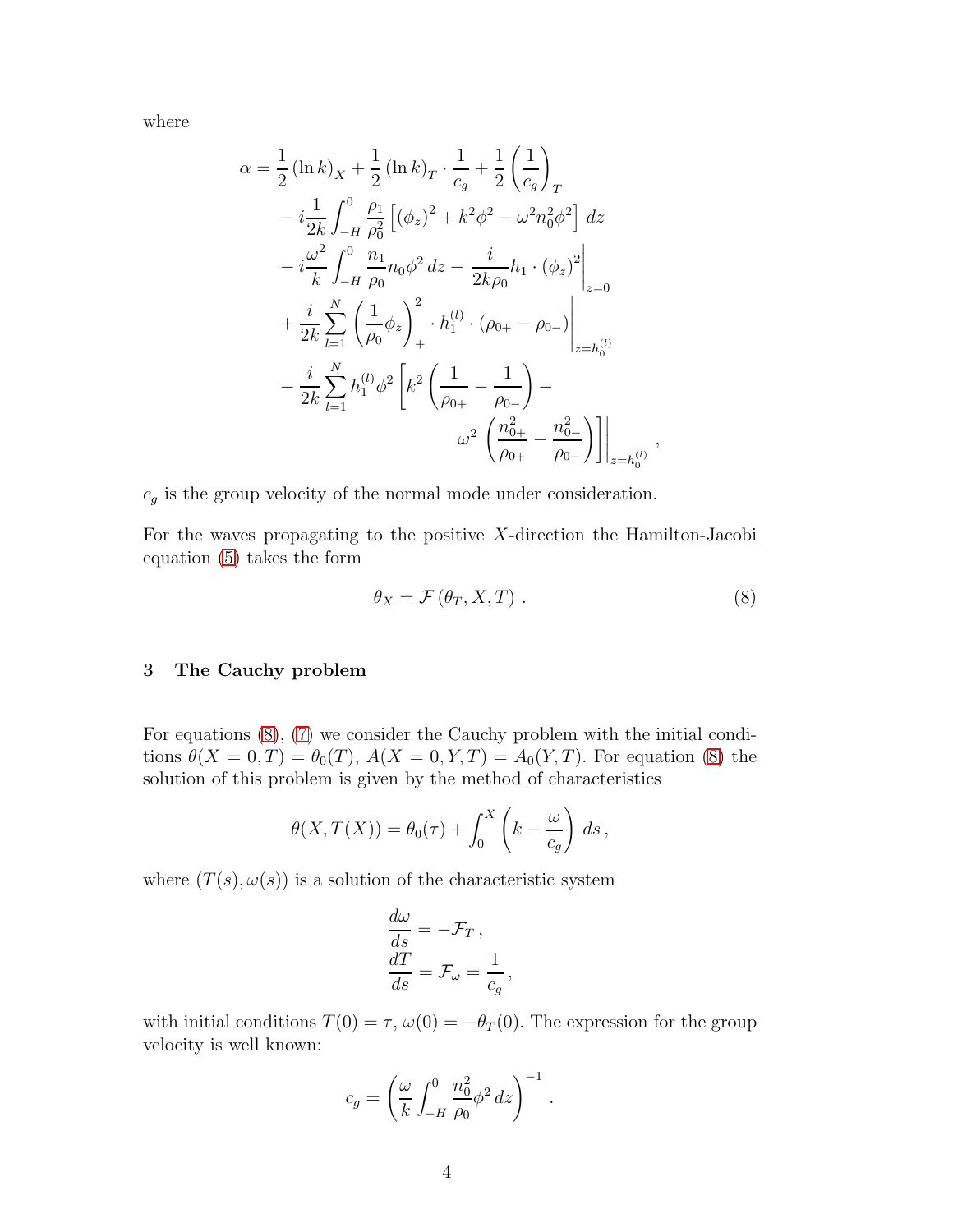where

$$
\begin{aligned}
\alpha = & \frac{1}{2} (\ln k)_X + \frac{1}{2} (\ln k)_T \cdot \frac{1}{c_g} + \frac{1}{2} \left( \frac{1}{c_g} \right)_T \\
& - i \frac{1}{2k} \int_{-H}^{0} \frac{\rho_1}{\rho_0^2} \left[ (\phi_z)^2 + k^2 \phi^2 - \omega^2 n_0^2 \phi^2 \right] dz \\
& - i \frac{\omega^2}{k} \int_{-H}^{0} \frac{n_1}{\rho_0} n_0 \phi^2 \, dz - \frac{i}{2k\rho_0} h_1 \cdot (\phi_z)^2 \bigg|_{z=0} \\
& + \frac{i}{2k} \sum_{l=1}^{N} \left( \frac{1}{\rho_0} \phi_z \right)_+^2 \cdot h_1^{(l)} \cdot (\rho_{0+} - \rho_{0-}) \bigg|_{z=h_0^{(l)}} \\
& - \frac{i}{2k} \sum_{l=1}^{N} h_1^{(l)} \phi^2 \left[ k^2 \left( \frac{1}{\rho_{0+}} - \frac{1}{\rho_{0-}} \right) - \right. \\
& \qquad \left. \omega^2 \left( \frac{n_{0+}^2}{\rho_{0+}} - \frac{n_{0-}^2}{\rho_{0-}} \right) \right] \Bigg|_{z=h_0^{(l)}} ,
\end{aligned}
$$

$c_g$ is the group velocity of the normal mode under consideration.

For the waves propagating to the positive $X$-direction the Hamilton-Jacobi equation (5) takes the form

$$
\theta_X = \mathcal{F}(\theta_T, X, T) \, . \tag{8}
$$

## 3 The Cauchy problem

For equations (8), (7) we consider the Cauchy problem with the initial conditions $\theta(X=0,T) = \theta_0(T)$, $A(X=0,Y,T) = A_0(Y,T)$. For equation (8) the solution of this problem is given by the method of characteristics

$$
\theta(X, T(X)) = \theta_0(\tau) + \int_0^X \left( k - \frac{\omega}{c_g} \right) ds \, ,
$$

where $(T(s), \omega(s))$ is a solution of the characteristic system

$$
\begin{aligned}
\frac{d\omega}{ds} &= -\mathcal{F}_T \, , \\
\frac{dT}{ds} &= \mathcal{F}_\omega = \frac{1}{c_g} \, ,
\end{aligned}
$$

with initial conditions $T(0) = \tau$, $\omega(0) = -\theta_T(0)$. The expression for the group velocity is well known:

$$
c_g = \left( \frac{\omega}{k} \int_{-H}^{0} \frac{n_0^2}{\rho_0} \phi^2 \, dz \right)^{-1} .
$$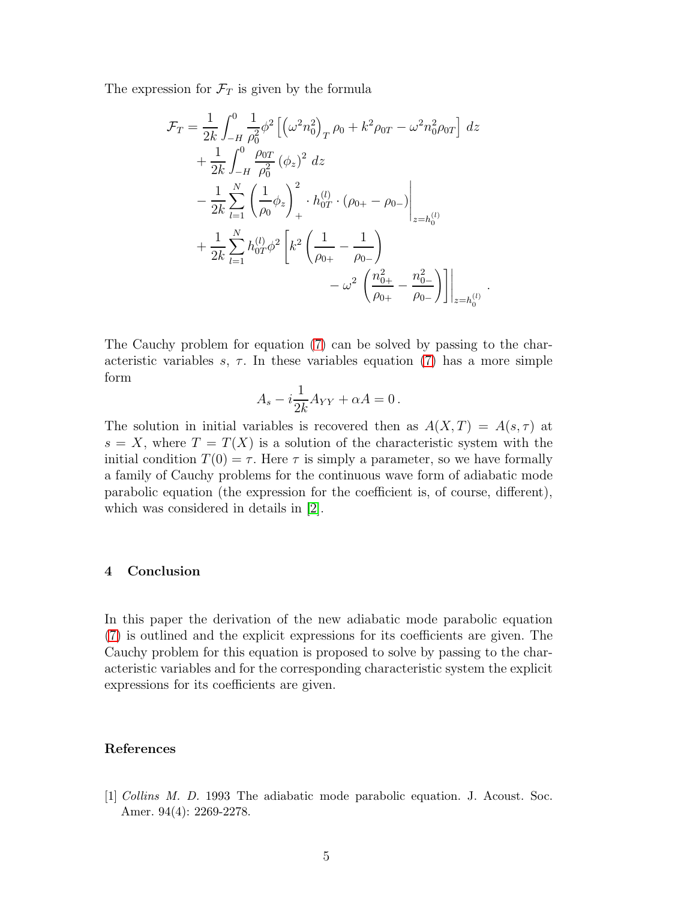The expression for $\mathcal{F}_T$ is given by the formula

$$
\begin{aligned}
\mathcal{F}_T = & \frac{1}{2k} \int_{-H}^{0} \frac{1}{\rho_0^2} \phi^2 \left[ \left( \omega^2 n_0^2 \right)_T \rho_0 + k^2 \rho_{0T} - \omega^2 n_0^2 \rho_{0T} \right] \, dz \\
& + \frac{1}{2k} \int_{-H}^{0} \frac{\rho_{0T}}{\rho_0^2} \left( \phi_z \right)^2 \, dz \\
& - \frac{1}{2k} \sum_{l=1}^{N} \left( \frac{1}{\rho_0} \phi_z \right)_+^2 \cdot h_{0T}^{(l)} \cdot \left( \rho_{0+} - \rho_{0-} \right) \Bigg|_{z=h_0^{(l)}} \\
& + \frac{1}{2k} \sum_{l=1}^{N} h_{0T}^{(l)} \phi^2 \left[ k^2 \left( \frac{1}{\rho_{0+}} - \frac{1}{\rho_{0-}} \right) \right. \\
& \qquad \qquad \left. - \, \omega^2 \left( \frac{n_{0+}^2}{\rho_{0+}} - \frac{n_{0-}^2}{\rho_{0-}} \right) \right] \Bigg|_{z=h_0^{(l)}} .
\end{aligned}
$$

The Cauchy problem for equation (7) can be solved by passing to the characteristic variables $s$, $\tau$. In these variables equation (7) has a more simple form

$$
A_s - i \frac{1}{2k} A_{YY} + \alpha A = 0 \, .
$$

The solution in initial variables is recovered then as $A(X,T) = A(s,\tau)$ at $s = X$, where $T = T(X)$ is a solution of the characteristic system with the initial condition $T(0) = \tau$. Here $\tau$ is simply a parameter, so we have formally a family of Cauchy problems for the continuous wave form of adiabatic mode parabolic equation (the expression for the coefficient is, of course, different), which was considered in details in [2].

## 4 Conclusion

In this paper the derivation of the new adiabatic mode parabolic equation (7) is outlined and the explicit expressions for its coefficients are given. The Cauchy problem for this equation is proposed to solve by passing to the characteristic variables and for the corresponding characteristic system the explicit expressions for its coefficients are given.

## References

[1] *Collins M. D.* 1993 The adiabatic mode parabolic equation. J. Acoust. Soc. Amer. 94(4): 2269-2278.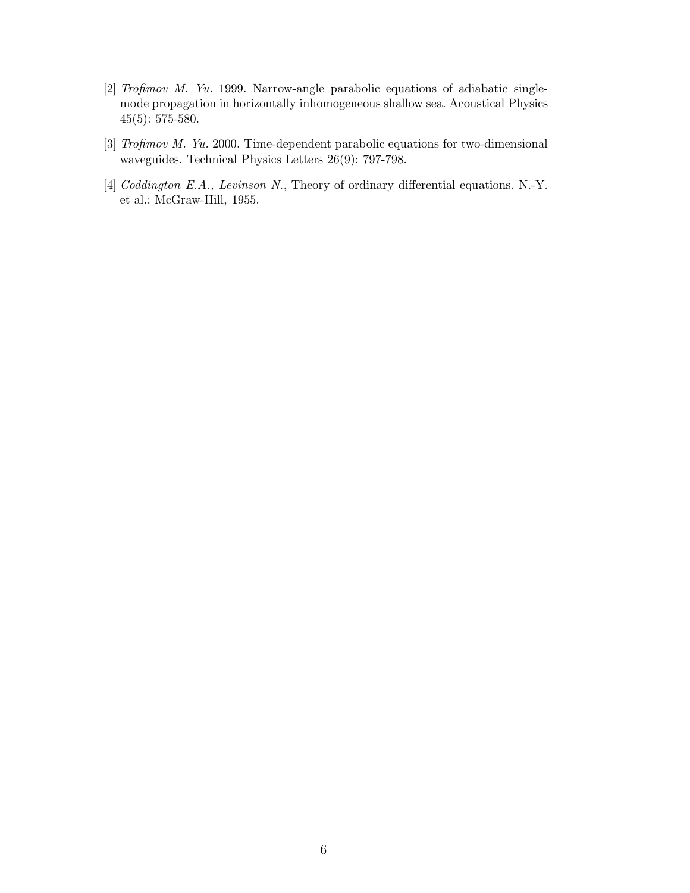[2] *Trofimov M. Yu.* 1999. Narrow-angle parabolic equations of adiabatic single-mode propagation in horizontally inhomogeneous shallow sea. Acoustical Physics 45(5): 575-580.

[3] *Trofimov M. Yu.* 2000. Time-dependent parabolic equations for two-dimensional waveguides. Technical Physics Letters 26(9): 797-798.

[4] *Coddington E.A., Levinson N.*, Theory of ordinary differential equations. N.-Y. et al.: McGraw-Hill, 1955.